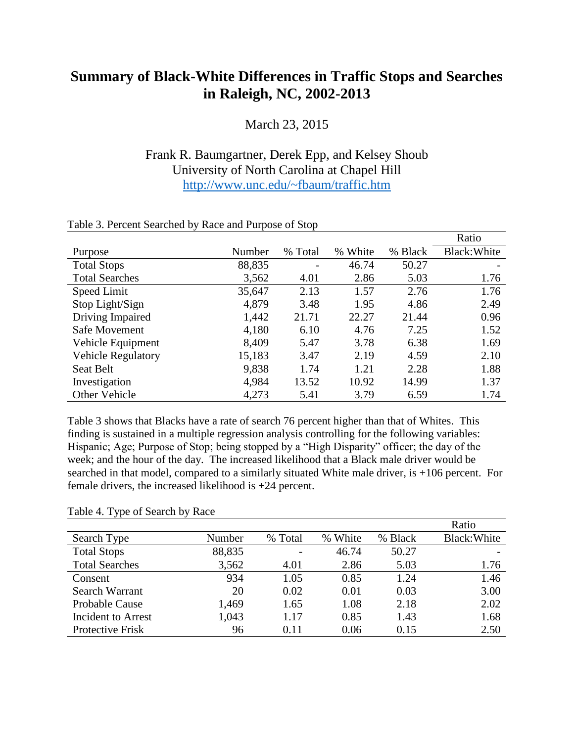# Summary of Black-White Differences in Traffic Stops and Searches in Raleigh, NC, 2002-2013

March 23, 2015

Frank R. Baumgartner, Derek Epp, and Kelsey Shoub
University of North Carolina at Chapel Hill
http://www.unc.edu/~fbaum/traffic.htm

Table 3. Percent Searched by Race and Purpose of Stop

| Purpose | Number | % Total | % White | % Black | Ratio Black:White |
|---|---|---|---|---|---|
| Total Stops | 88,835 | - | 46.74 | 50.27 | - |
| Total Searches | 3,562 | 4.01 | 2.86 | 5.03 | 1.76 |
| Speed Limit | 35,647 | 2.13 | 1.57 | 2.76 | 1.76 |
| Stop Light/Sign | 4,879 | 3.48 | 1.95 | 4.86 | 2.49 |
| Driving Impaired | 1,442 | 21.71 | 22.27 | 21.44 | 0.96 |
| Safe Movement | 4,180 | 6.10 | 4.76 | 7.25 | 1.52 |
| Vehicle Equipment | 8,409 | 5.47 | 3.78 | 6.38 | 1.69 |
| Vehicle Regulatory | 15,183 | 3.47 | 2.19 | 4.59 | 2.10 |
| Seat Belt | 9,838 | 1.74 | 1.21 | 2.28 | 1.88 |
| Investigation | 4,984 | 13.52 | 10.92 | 14.99 | 1.37 |
| Other Vehicle | 4,273 | 5.41 | 3.79 | 6.59 | 1.74 |

Table 3 shows that Blacks have a rate of search 76 percent higher than that of Whites. This finding is sustained in a multiple regression analysis controlling for the following variables: Hispanic; Age; Purpose of Stop; being stopped by a "High Disparity" officer; the day of the week; and the hour of the day. The increased likelihood that a Black male driver would be searched in that model, compared to a similarly situated White male driver, is +106 percent. For female drivers, the increased likelihood is +24 percent.

Table 4. Type of Search by Race

| Search Type | Number | % Total | % White | % Black | Ratio Black:White |
|---|---|---|---|---|---|
| Total Stops | 88,835 | - | 46.74 | 50.27 | - |
| Total Searches | 3,562 | 4.01 | 2.86 | 5.03 | 1.76 |
| Consent | 934 | 1.05 | 0.85 | 1.24 | 1.46 |
| Search Warrant | 20 | 0.02 | 0.01 | 0.03 | 3.00 |
| Probable Cause | 1,469 | 1.65 | 1.08 | 2.18 | 2.02 |
| Incident to Arrest | 1,043 | 1.17 | 0.85 | 1.43 | 1.68 |
| Protective Frisk | 96 | 0.11 | 0.06 | 0.15 | 2.50 |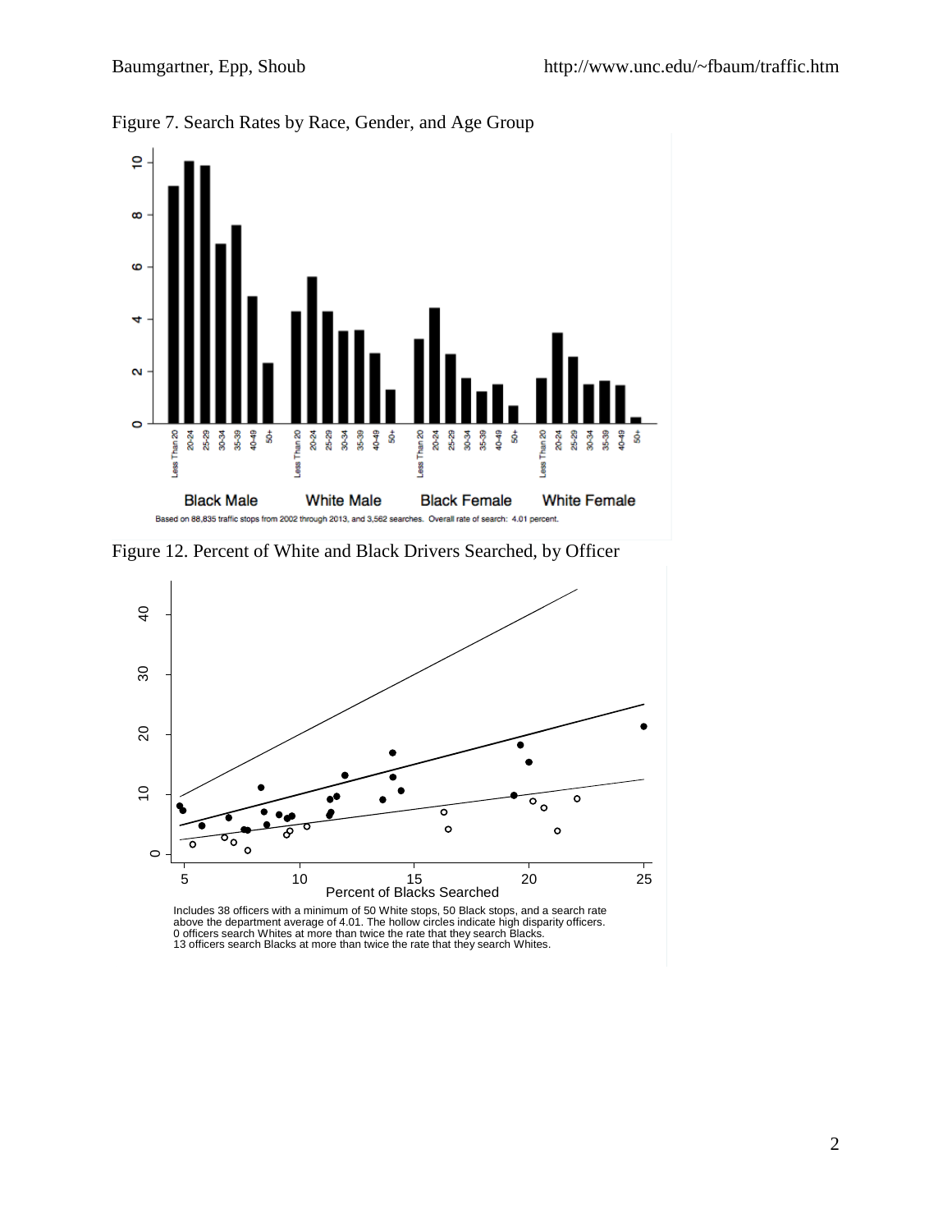Figure 7. Search Rates by Race, Gender, and Age Group

0
2
4
6
8
10

Less Than 20
20-24
25-29
30-34
35-39
40-49
50+

Black Male White Male Black Female White Female

Based on 88,835 traffic stops from 2002 through 2013, and 3,562 searches. Overall rate of search: 4.01 percent.

Figure 12. Percent of White and Black Drivers Searched, by Officer

0
10
20
30
40

5
10
15
20
25

Percent of Blacks Searched

Includes 38 officers with a minimum of 50 White stops, 50 Black stops, and a search rate above the department average of 4.01. The hollow circles indicate high disparity officers.
0 officers search Whites at more than twice the rate that they search Blacks.
13 officers search Blacks at more than twice the rate that they search Whites.